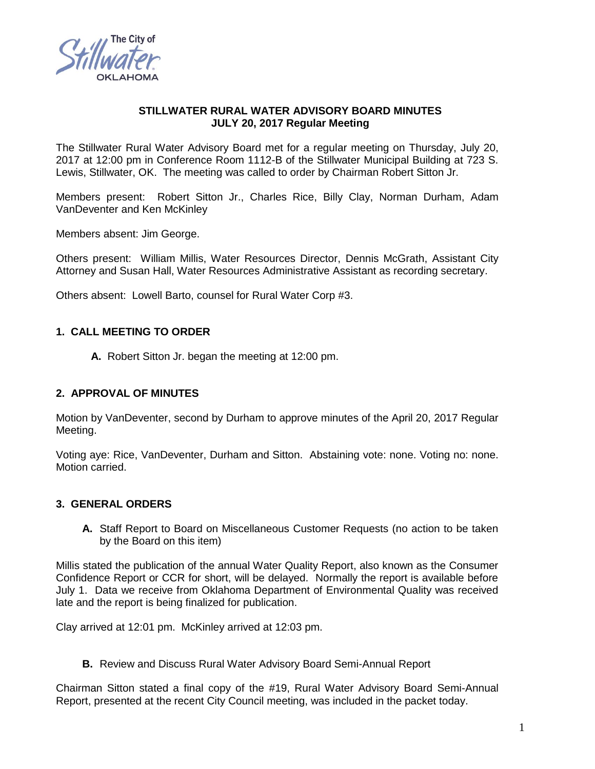**STILLWATER RURAL WATER ADVISORY BOARD MINUTES**
**JULY 20, 2017 Regular Meeting**

The Stillwater Rural Water Advisory Board met for a regular meeting on Thursday, July 20, 2017 at 12:00 pm in Conference Room 1112-B of the Stillwater Municipal Building at 723 S. Lewis, Stillwater, OK. The meeting was called to order by Chairman Robert Sitton Jr.

Members present: Robert Sitton Jr., Charles Rice, Billy Clay, Norman Durham, Adam VanDeventer and Ken McKinley

Members absent: Jim George.

Others present: William Millis, Water Resources Director, Dennis McGrath, Assistant City Attorney and Susan Hall, Water Resources Administrative Assistant as recording secretary.

Others absent: Lowell Barto, counsel for Rural Water Corp #3.

## 1. CALL MEETING TO ORDER

**A.** Robert Sitton Jr. began the meeting at 12:00 pm.

## 2. APPROVAL OF MINUTES

Motion by VanDeventer, second by Durham to approve minutes of the April 20, 2017 Regular Meeting.

Voting aye: Rice, VanDeventer, Durham and Sitton. Abstaining vote: none. Voting no: none. Motion carried.

## 3. GENERAL ORDERS

**A.** Staff Report to Board on Miscellaneous Customer Requests (no action to be taken by the Board on this item)

Millis stated the publication of the annual Water Quality Report, also known as the Consumer Confidence Report or CCR for short, will be delayed. Normally the report is available before July 1. Data we receive from Oklahoma Department of Environmental Quality was received late and the report is being finalized for publication.

Clay arrived at 12:01 pm. McKinley arrived at 12:03 pm.

**B.** Review and Discuss Rural Water Advisory Board Semi-Annual Report

Chairman Sitton stated a final copy of the #19, Rural Water Advisory Board Semi-Annual Report, presented at the recent City Council meeting, was included in the packet today.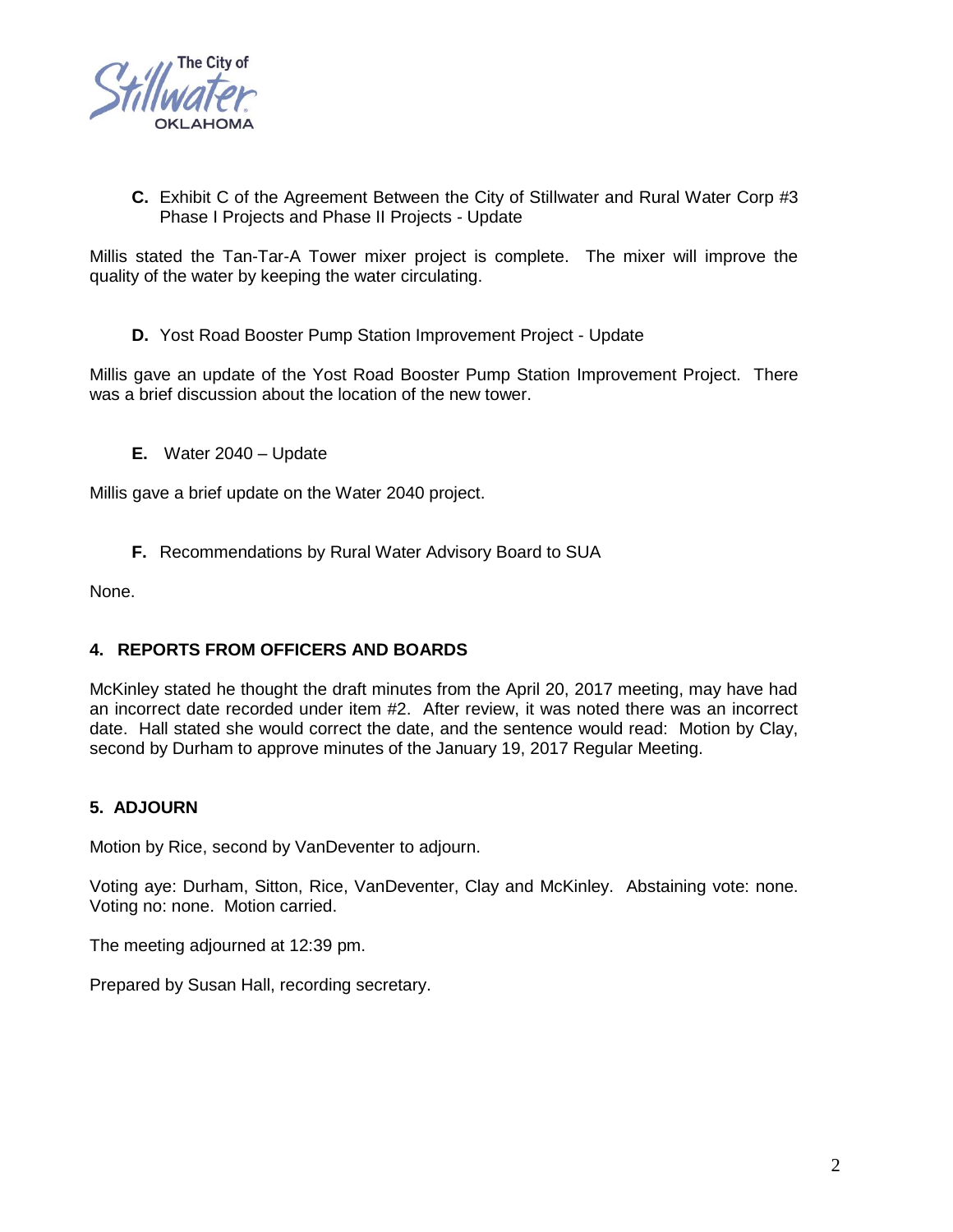**C.** Exhibit C of the Agreement Between the City of Stillwater and Rural Water Corp #3 Phase I Projects and Phase II Projects - Update

Millis stated the Tan-Tar-A Tower mixer project is complete. The mixer will improve the quality of the water by keeping the water circulating.

**D.** Yost Road Booster Pump Station Improvement Project - Update

Millis gave an update of the Yost Road Booster Pump Station Improvement Project. There was a brief discussion about the location of the new tower.

**E.** Water 2040 – Update

Millis gave a brief update on the Water 2040 project.

**F.** Recommendations by Rural Water Advisory Board to SUA

None.

## 4. REPORTS FROM OFFICERS AND BOARDS

McKinley stated he thought the draft minutes from the April 20, 2017 meeting, may have had an incorrect date recorded under item #2. After review, it was noted there was an incorrect date. Hall stated she would correct the date, and the sentence would read: Motion by Clay, second by Durham to approve minutes of the January 19, 2017 Regular Meeting.

## 5. ADJOURN

Motion by Rice, second by VanDeventer to adjourn.

Voting aye: Durham, Sitton, Rice, VanDeventer, Clay and McKinley. Abstaining vote: none. Voting no: none. Motion carried.

The meeting adjourned at 12:39 pm.

Prepared by Susan Hall, recording secretary.